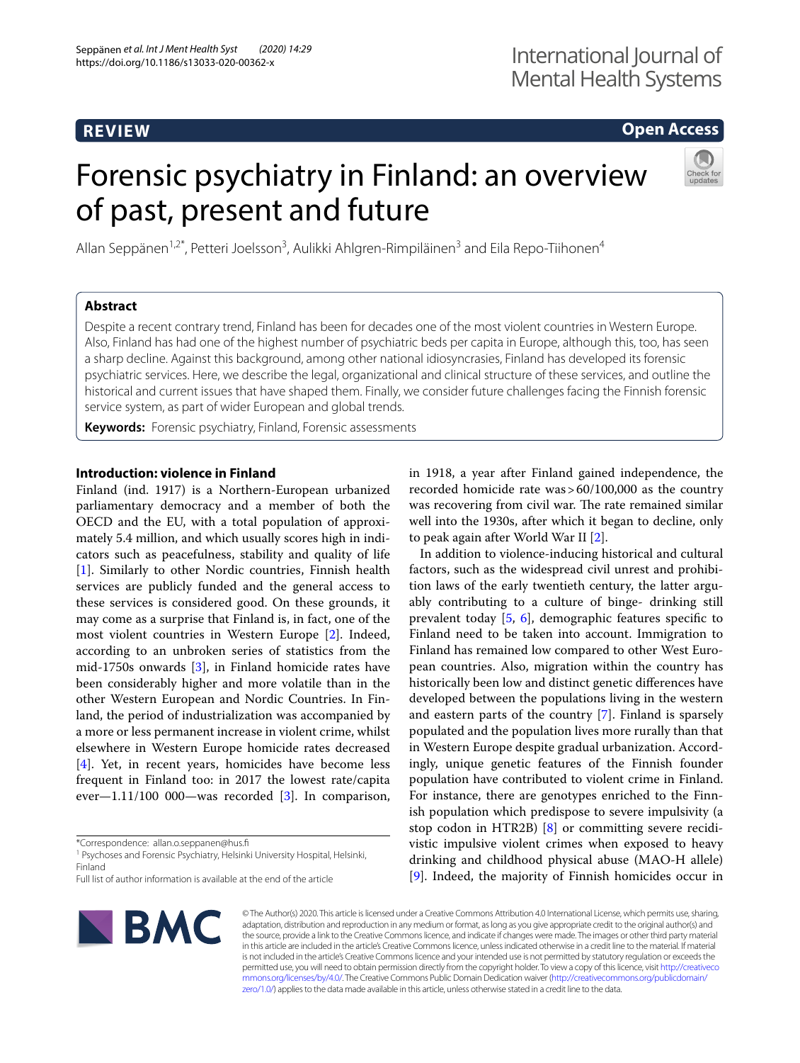REVIEW

Open Access

# Forensic psychiatry in Finland: an overview of past, present and future

Allan Seppänen[1,2*], Petteri Joelsson[3], Aulikki Ahlgren-Rimpiläinen[3] and Eila Repo-Tiihonen[4]

## Abstract

Despite a recent contrary trend, Finland has been for decades one of the most violent countries in Western Europe. Also, Finland has had one of the highest number of psychiatric beds per capita in Europe, although this, too, has seen a sharp decline. Against this background, among other national idiosyncrasies, Finland has developed its forensic psychiatric services. Here, we describe the legal, organizational and clinical structure of these services, and outline the historical and current issues that have shaped them. Finally, we consider future challenges facing the Finnish forensic service system, as part of wider European and global trends.

**Keywords:** Forensic psychiatry, Finland, Forensic assessments

## Introduction: violence in Finland

Finland (ind. 1917) is a Northern-European urbanized parliamentary democracy and a member of both the OECD and the EU, with a total population of approximately 5.4 million, and which usually scores high in indicators such as peacefulness, stability and quality of life [1]. Similarly to other Nordic countries, Finnish health services are publicly funded and the general access to these services is considered good. On these grounds, it may come as a surprise that Finland is, in fact, one of the most violent countries in Western Europe [2]. Indeed, according to an unbroken series of statistics from the mid-1750s onwards [3], in Finland homicide rates have been considerably higher and more volatile than in the other Western European and Nordic Countries. In Finland, the period of industrialization was accompanied by a more or less permanent increase in violent crime, whilst elsewhere in Western Europe homicide rates decreased [4]. Yet, in recent years, homicides have become less frequent in Finland too: in 2017 the lowest rate/capita ever—1.11/100 000—was recorded [3]. In comparison, in 1918, a year after Finland gained independence, the recorded homicide rate was > 60/100,000 as the country was recovering from civil war. The rate remained similar well into the 1930s, after which it began to decline, only to peak again after World War II [2].

In addition to violence-inducing historical and cultural factors, such as the widespread civil unrest and prohibition laws of the early twentieth century, the latter arguably contributing to a culture of binge- drinking still prevalent today [5, 6], demographic features specific to Finland need to be taken into account. Immigration to Finland has remained low compared to other West European countries. Also, migration within the country has historically been low and distinct genetic differences have developed between the populations living in the western and eastern parts of the country [7]. Finland is sparsely populated and the population lives more rurally than that in Western Europe despite gradual urbanization. Accordingly, unique genetic features of the Finnish founder population have contributed to violent crime in Finland. For instance, there are genotypes enriched to the Finnish population which predispose to severe impulsivity (a stop codon in HTR2B) [8] or committing severe recidivistic impulsive violent crimes when exposed to heavy drinking and childhood physical abuse (MAO-H allele) [9]. Indeed, the majority of Finnish homicides occur in

*Correspondence: allan.o.seppanen@hus.fi

[1] Psychoses and Forensic Psychiatry, Helsinki University Hospital, Helsinki, Finland

Full list of author information is available at the end of the article

© The Author(s) 2020. This article is licensed under a Creative Commons Attribution 4.0 International License, which permits use, sharing, adaptation, distribution and reproduction in any medium or format, as long as you give appropriate credit to the original author(s) and the source, provide a link to the Creative Commons licence, and indicate if changes were made. The images or other third party material in this article are included in the article's Creative Commons licence, unless indicated otherwise in a credit line to the material. If material is not included in the article's Creative Commons licence and your intended use is not permitted by statutory regulation or exceeds the permitted use, you will need to obtain permission directly from the copyright holder. To view a copy of this licence, visit http://creativecommons.org/licenses/by/4.0/. The Creative Commons Public Domain Dedication waiver (http://creativecommons.org/publicdomain/zero/1.0/) applies to the data made available in this article, unless otherwise stated in a credit line to the data.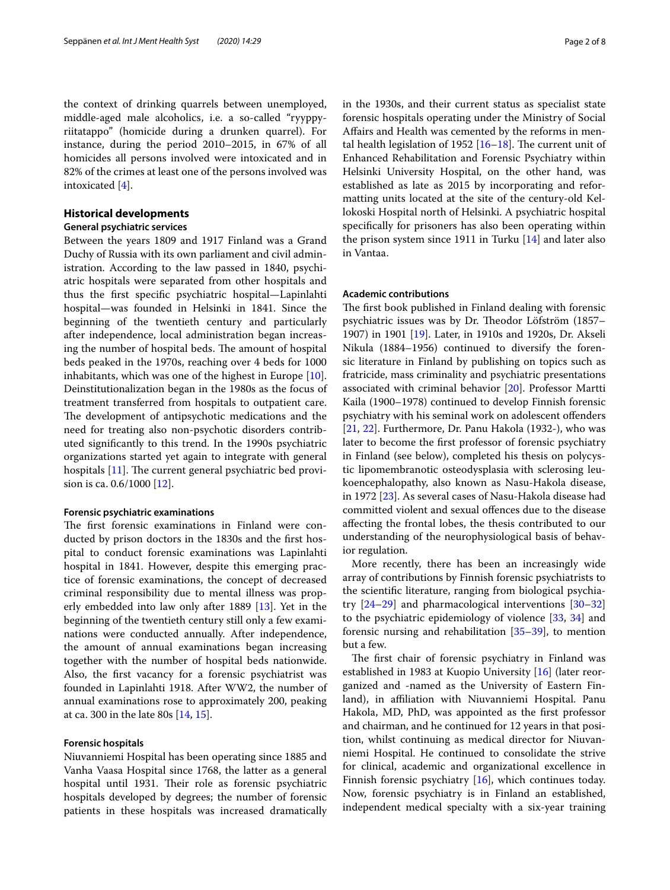the context of drinking quarrels between unemployed, middle-aged male alcoholics, i.e. a so-called "ryyppyriitatappo" (homicide during a drunken quarrel). For instance, during the period 2010–2015, in 67% of all homicides all persons involved were intoxicated and in 82% of the crimes at least one of the persons involved was intoxicated [4].

## Historical developments

### General psychiatric services

Between the years 1809 and 1917 Finland was a Grand Duchy of Russia with its own parliament and civil administration. According to the law passed in 1840, psychiatric hospitals were separated from other hospitals and thus the first specific psychiatric hospital—Lapinlahti hospital—was founded in Helsinki in 1841. Since the beginning of the twentieth century and particularly after independence, local administration began increasing the number of hospital beds. The amount of hospital beds peaked in the 1970s, reaching over 4 beds for 1000 inhabitants, which was one of the highest in Europe [10]. Deinstitutionalization began in the 1980s as the focus of treatment transferred from hospitals to outpatient care. The development of antipsychotic medications and the need for treating also non-psychotic disorders contributed significantly to this trend. In the 1990s psychiatric organizations started yet again to integrate with general hospitals [11]. The current general psychiatric bed provision is ca. 0.6/1000 [12].

#### Forensic psychiatric examinations

The first forensic examinations in Finland were conducted by prison doctors in the 1830s and the first hospital to conduct forensic examinations was Lapinlahti hospital in 1841. However, despite this emerging practice of forensic examinations, the concept of decreased criminal responsibility due to mental illness was properly embedded into law only after 1889 [13]. Yet in the beginning of the twentieth century still only a few examinations were conducted annually. After independence, the amount of annual examinations began increasing together with the number of hospital beds nationwide. Also, the first vacancy for a forensic psychiatrist was founded in Lapinlahti 1918. After WW2, the number of annual examinations rose to approximately 200, peaking at ca. 300 in the late 80s [14, 15].

#### Forensic hospitals

Niuvanniemi Hospital has been operating since 1885 and Vanha Vaasa Hospital since 1768, the latter as a general hospital until 1931. Their role as forensic psychiatric hospitals developed by degrees; the number of forensic patients in these hospitals was increased dramatically in the 1930s, and their current status as specialist state forensic hospitals operating under the Ministry of Social Affairs and Health was cemented by the reforms in mental health legislation of 1952 [16–18]. The current unit of Enhanced Rehabilitation and Forensic Psychiatry within Helsinki University Hospital, on the other hand, was established as late as 2015 by incorporating and reformatting units located at the site of the century-old Kellokoski Hospital north of Helsinki. A psychiatric hospital specifically for prisoners has also been operating within the prison system since 1911 in Turku [14] and later also in Vantaa.

### Academic contributions

The first book published in Finland dealing with forensic psychiatric issues was by Dr. Theodor Löfström (1857–1907) in 1901 [19]. Later, in 1910s and 1920s, Dr. Akseli Nikula (1884–1956) continued to diversify the forensic literature in Finland by publishing on topics such as fratricide, mass criminality and psychiatric presentations associated with criminal behavior [20]. Professor Martti Kaila (1900–1978) continued to develop Finnish forensic psychiatry with his seminal work on adolescent offenders [21, 22]. Furthermore, Dr. Panu Hakola (1932-), who was later to become the first professor of forensic psychiatry in Finland (see below), completed his thesis on polycystic lipomembranotic osteodysplasia with sclerosing leukoencephalopathy, also known as Nasu-Hakola disease, in 1972 [23]. As several cases of Nasu-Hakola disease had committed violent and sexual offences due to the disease affecting the frontal lobes, the thesis contributed to our understanding of the neurophysiological basis of behavior regulation.

More recently, there has been an increasingly wide array of contributions by Finnish forensic psychiatrists to the scientific literature, ranging from biological psychiatry [24–29] and pharmacological interventions [30–32] to the psychiatric epidemiology of violence [33, 34] and forensic nursing and rehabilitation [35–39], to mention but a few.

The first chair of forensic psychiatry in Finland was established in 1983 at Kuopio University [16] (later reorganized and -named as the University of Eastern Finland), in affiliation with Niuvanniemi Hospital. Panu Hakola, MD, PhD, was appointed as the first professor and chairman, and he continued for 12 years in that position, whilst continuing as medical director for Niuvanniemi Hospital. He continued to consolidate the strive for clinical, academic and organizational excellence in Finnish forensic psychiatry [16], which continues today. Now, forensic psychiatry is in Finland an established, independent medical specialty with a six-year training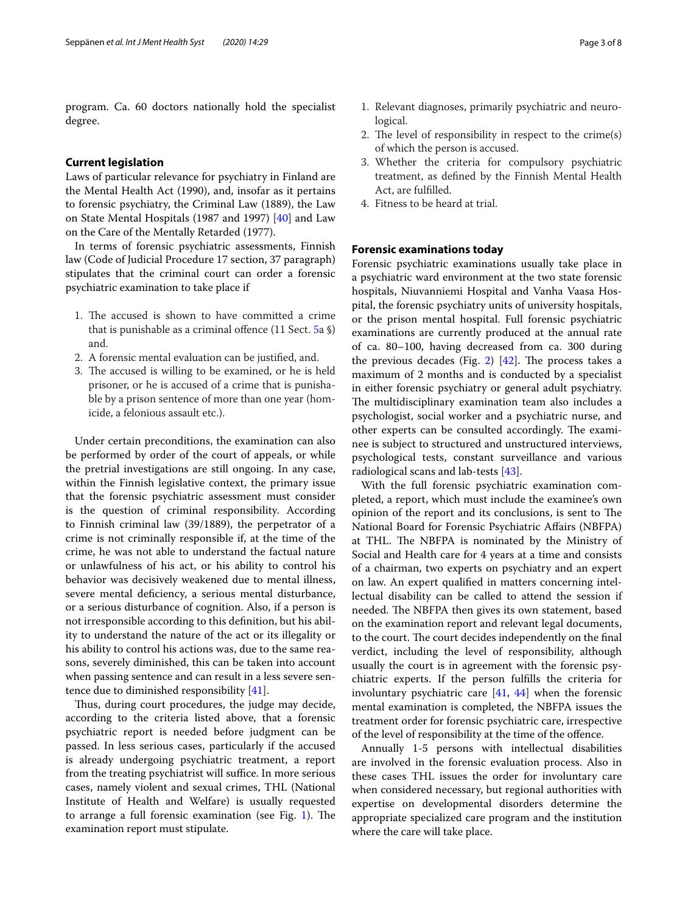program. Ca. 60 doctors nationally hold the specialist degree.

## Current legislation

Laws of particular relevance for psychiatry in Finland are the Mental Health Act (1990), and, insofar as it pertains to forensic psychiatry, the Criminal Law (1889), the Law on State Mental Hospitals (1987 and 1997) [40] and Law on the Care of the Mentally Retarded (1977).

In terms of forensic psychiatric assessments, Finnish law (Code of Judicial Procedure 17 section, 37 paragraph) stipulates that the criminal court can order a forensic psychiatric examination to take place if

1. The accused is shown to have committed a crime that is punishable as a criminal offence (11 Sect. 5a §) and.
2. A forensic mental evaluation can be justified, and.
3. The accused is willing to be examined, or he is held prisoner, or he is accused of a crime that is punishable by a prison sentence of more than one year (homicide, a felonious assault etc.).

Under certain preconditions, the examination can also be performed by order of the court of appeals, or while the pretrial investigations are still ongoing. In any case, within the Finnish legislative context, the primary issue that the forensic psychiatric assessment must consider is the question of criminal responsibility. According to Finnish criminal law (39/1889), the perpetrator of a crime is not criminally responsible if, at the time of the crime, he was not able to understand the factual nature or unlawfulness of his act, or his ability to control his behavior was decisively weakened due to mental illness, severe mental deficiency, a serious mental disturbance, or a serious disturbance of cognition. Also, if a person is not irresponsible according to this definition, but his ability to understand the nature of the act or its illegality or his ability to control his actions was, due to the same reasons, severely diminished, this can be taken into account when passing sentence and can result in a less severe sentence due to diminished responsibility [41].

Thus, during court procedures, the judge may decide, according to the criteria listed above, that a forensic psychiatric report is needed before judgment can be passed. In less serious cases, particularly if the accused is already undergoing psychiatric treatment, a report from the treating psychiatrist will suffice. In more serious cases, namely violent and sexual crimes, THL (National Institute of Health and Welfare) is usually requested to arrange a full forensic examination (see Fig. 1). The examination report must stipulate.

1. Relevant diagnoses, primarily psychiatric and neurological.
2. The level of responsibility in respect to the crime(s) of which the person is accused.
3. Whether the criteria for compulsory psychiatric treatment, as defined by the Finnish Mental Health Act, are fulfilled.
4. Fitness to be heard at trial.

## Forensic examinations today

Forensic psychiatric examinations usually take place in a psychiatric ward environment at the two state forensic hospitals, Niuvanniemi Hospital and Vanha Vaasa Hospital, the forensic psychiatry units of university hospitals, or the prison mental hospital. Full forensic psychiatric examinations are currently produced at the annual rate of ca. 80–100, having decreased from ca. 300 during the previous decades (Fig. 2) [42]. The process takes a maximum of 2 months and is conducted by a specialist in either forensic psychiatry or general adult psychiatry. The multidisciplinary examination team also includes a psychologist, social worker and a psychiatric nurse, and other experts can be consulted accordingly. The examinee is subject to structured and unstructured interviews, psychological tests, constant surveillance and various radiological scans and lab-tests [43].

With the full forensic psychiatric examination completed, a report, which must include the examinee's own opinion of the report and its conclusions, is sent to The National Board for Forensic Psychiatric Affairs (NBFPA) at THL. The NBFPA is nominated by the Ministry of Social and Health care for 4 years at a time and consists of a chairman, two experts on psychiatry and an expert on law. An expert qualified in matters concerning intellectual disability can be called to attend the session if needed. The NBFPA then gives its own statement, based on the examination report and relevant legal documents, to the court. The court decides independently on the final verdict, including the level of responsibility, although usually the court is in agreement with the forensic psychiatric experts. If the person fulfills the criteria for involuntary psychiatric care [41, 44] when the forensic mental examination is completed, the NBFPA issues the treatment order for forensic psychiatric care, irrespective of the level of responsibility at the time of the offence.

Annually 1-5 persons with intellectual disabilities are involved in the forensic evaluation process. Also in these cases THL issues the order for involuntary care when considered necessary, but regional authorities with expertise on developmental disorders determine the appropriate specialized care program and the institution where the care will take place.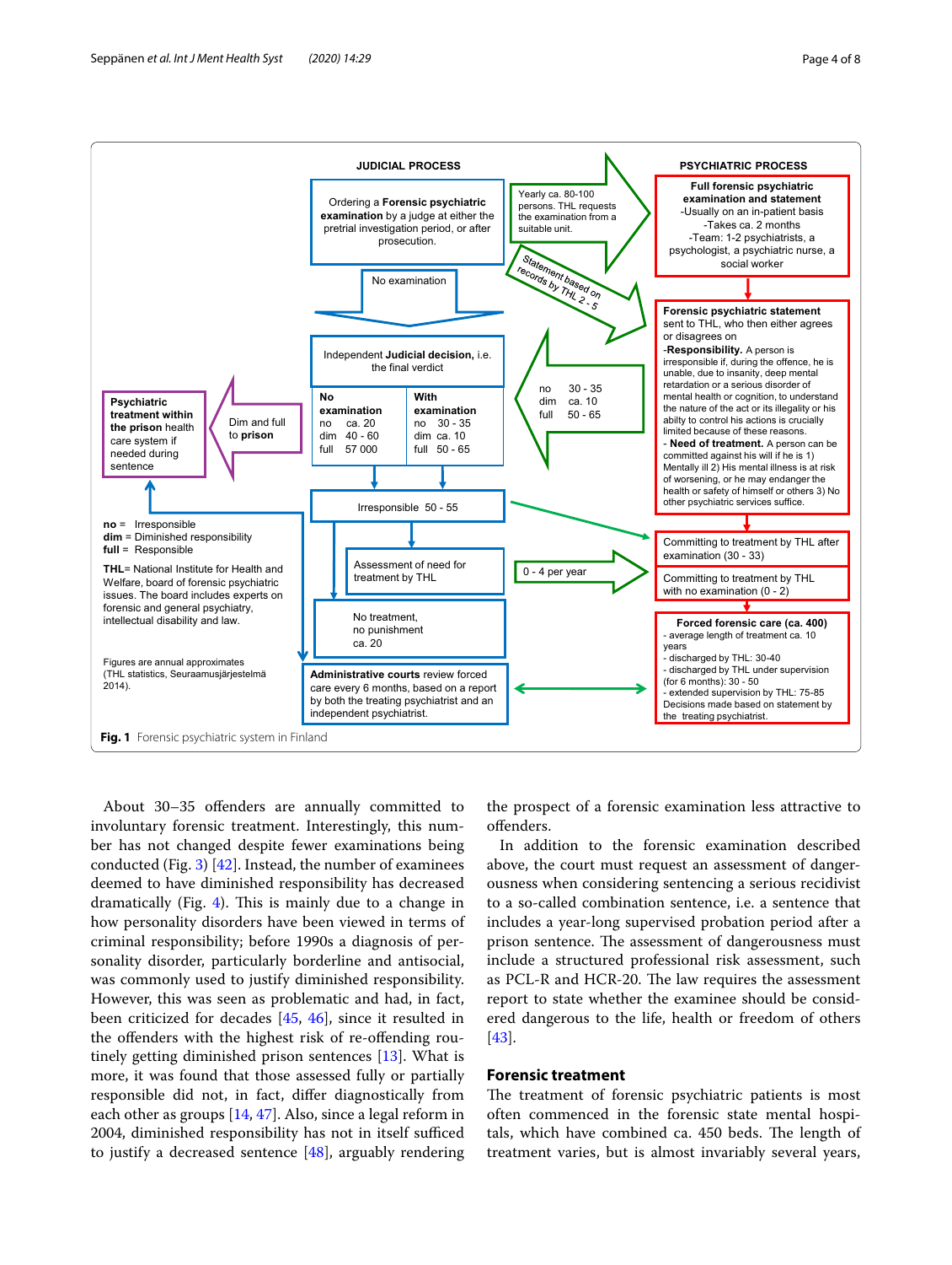**JUDICIAL PROCESS**

Ordering a **Forensic psychiatric examination** by a judge at either the pretrial investigation period, or after prosecution.

No examination

Independent **Judicial decision**, i.e. the final verdict

| No examination | With examination |
| --- | --- |
| no ca. 20 | no 30 - 35 |
| dim 40 - 60 | dim ca. 10 |
| full 57 000 | full 50 - 65 |

Dim and full to **prison**

**Psychiatric treatment within the prison** health care system if needed during sentence

Irresponsible 50 - 55

Assessment of need for treatment by THL

No treatment, no punishment ca. 20

**Administrative courts** review forced care every 6 months, based on a report by both the treating psychiatrist and an independent psychiatrist.

Yearly ca. 80-100 persons. THL requests the examination from a suitable unit.

Statement based on records by THL 2 - 5

no 30 - 35
dim ca. 10
full 50 - 65

0 - 4 per year

**PSYCHIATRIC PROCESS**

**Full forensic psychiatric examination and statement**
-Usually on an in-patient basis
-Takes ca. 2 months
-Team: 1-2 psychiatrists, a psychologist, a psychiatric nurse, a social worker

**Forensic psychiatric statement** sent to THL, who then either agrees or disagrees on
-**Responsibility.** A person is irresponsible if, during the offence, he is unable, due to insanity, deep mental retardation or a serious disorder of mental health or cognition, to understand the nature of the act or its illegality or his abilty to control his actions is crucially limited because of these reasons.
- **Need of treatment.** A person can be committed against his will if he is 1) Mentally ill 2) His mental illness is at risk of worsening, or he may endanger the health or safety of himself or others 3) No other psychiatric services suffice.

Committing to treatment by THL after examination (30 - 33)

Committing to treatment by THL with no examination (0 - 2)

**Forced forensic care (ca. 400)**
- average length of treatment ca. 10 years
- discharged by THL: 30-40
- discharged by THL under supervision (for 6 months): 30 - 50
- extended supervision by THL: 75-85
Decisions made based on statement by the treating psychiatrist.

**no** = Irresponsible
**dim** = Diminished responsibility
**full** = Responsible

**THL**= National Institute for Health and Welfare, board of forensic psychiatric issues. The board includes experts on forensic and general psychiatry, intellectual disability and law.

Figures are annual approximates (THL statistics, Seuraamusjärjestelmä 2014).

**Fig. 1** Forensic psychiatric system in Finland

About 30–35 offenders are annually committed to involuntary forensic treatment. Interestingly, this number has not changed despite fewer examinations being conducted (Fig. 3) [42]. Instead, the number of examinees deemed to have diminished responsibility has decreased dramatically (Fig. 4). This is mainly due to a change in how personality disorders have been viewed in terms of criminal responsibility; before 1990s a diagnosis of personality disorder, particularly borderline and antisocial, was commonly used to justify diminished responsibility. However, this was seen as problematic and had, in fact, been criticized for decades [45, 46], since it resulted in the offenders with the highest risk of re-offending routinely getting diminished prison sentences [13]. What is more, it was found that those assessed fully or partially responsible did not, in fact, differ diagnostically from each other as groups [14, 47]. Also, since a legal reform in 2004, diminished responsibility has not in itself sufficed to justify a decreased sentence [48], arguably rendering the prospect of a forensic examination less attractive to offenders.

In addition to the forensic examination described above, the court must request an assessment of dangerousness when considering sentencing a serious recidivist to a so-called combination sentence, i.e. a sentence that includes a year-long supervised probation period after a prison sentence. The assessment of dangerousness must include a structured professional risk assessment, such as PCL-R and HCR-20. The law requires the assessment report to state whether the examinee should be considered dangerous to the life, health or freedom of others [43].

## Forensic treatment

The treatment of forensic psychiatric patients is most often commenced in the forensic state mental hospitals, which have combined ca. 450 beds. The length of treatment varies, but is almost invariably several years,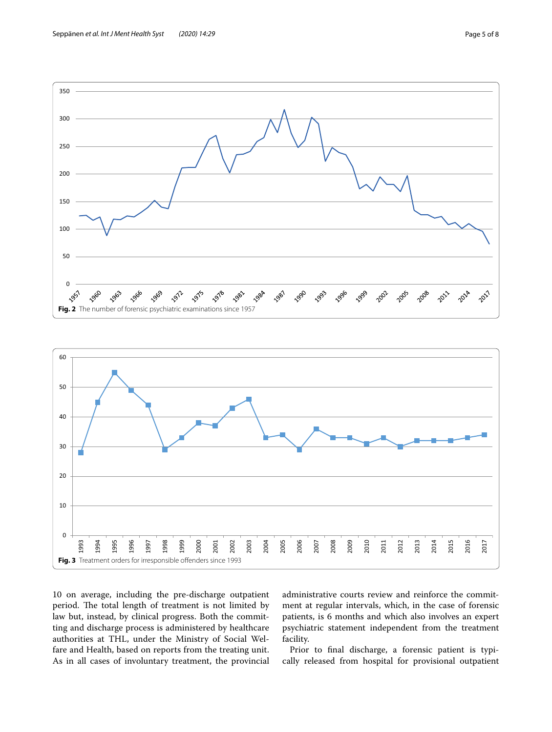Fig. 2 The number of forensic psychiatric examinations since 1957

Fig. 3 Treatment orders for irresponsible offenders since 1993

10 on average, including the pre-discharge outpatient period. The total length of treatment is not limited by law but, instead, by clinical progress. Both the committing and discharge process is administered by healthcare authorities at THL, under the Ministry of Social Welfare and Health, based on reports from the treating unit. As in all cases of involuntary treatment, the provincial administrative courts review and reinforce the commitment at regular intervals, which, in the case of forensic patients, is 6 months and which also involves an expert psychiatric statement independent from the treatment facility.

Prior to final discharge, a forensic patient is typically released from hospital for provisional outpatient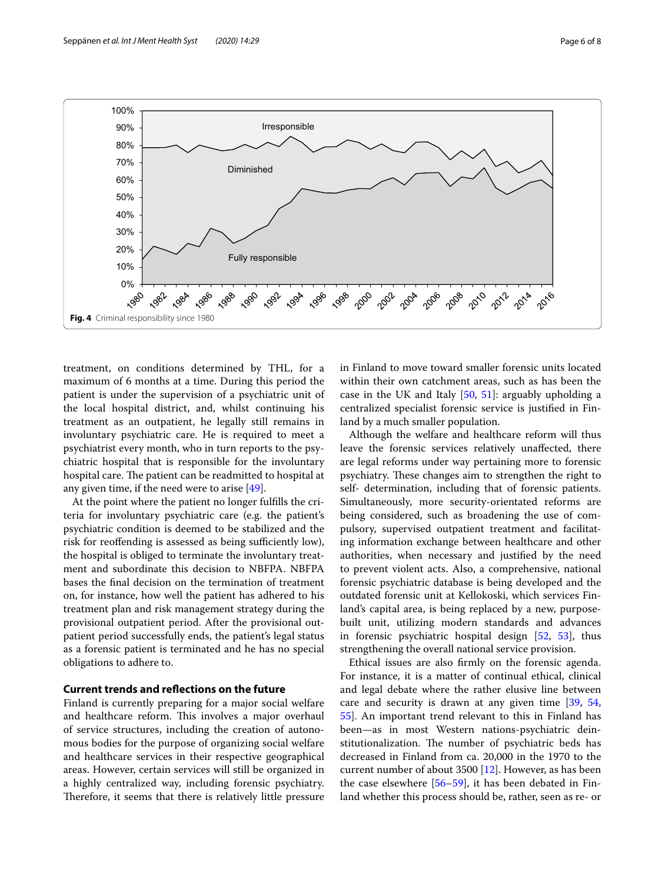Fig. 4 Criminal responsibility since 1980

treatment, on conditions determined by THL, for a maximum of 6 months at a time. During this period the patient is under the supervision of a psychiatric unit of the local hospital district, and, whilst continuing his treatment as an outpatient, he legally still remains in involuntary psychiatric care. He is required to meet a psychiatrist every month, who in turn reports to the psychiatric hospital that is responsible for the involuntary hospital care. The patient can be readmitted to hospital at any given time, if the need were to arise [49].

At the point where the patient no longer fulfills the criteria for involuntary psychiatric care (e.g. the patient's psychiatric condition is deemed to be stabilized and the risk for reoffending is assessed as being sufficiently low), the hospital is obliged to terminate the involuntary treatment and subordinate this decision to NBFPA. NBFPA bases the final decision on the termination of treatment on, for instance, how well the patient has adhered to his treatment plan and risk management strategy during the provisional outpatient period. After the provisional outpatient period successfully ends, the patient's legal status as a forensic patient is terminated and he has no special obligations to adhere to.

## Current trends and reflections on the future

Finland is currently preparing for a major social welfare and healthcare reform. This involves a major overhaul of service structures, including the creation of autonomous bodies for the purpose of organizing social welfare and healthcare services in their respective geographical areas. However, certain services will still be organized in a highly centralized way, including forensic psychiatry. Therefore, it seems that there is relatively little pressure in Finland to move toward smaller forensic units located within their own catchment areas, such as has been the case in the UK and Italy [50, 51]: arguably upholding a centralized specialist forensic service is justified in Finland by a much smaller population.

Although the welfare and healthcare reform will thus leave the forensic services relatively unaffected, there are legal reforms under way pertaining more to forensic psychiatry. These changes aim to strengthen the right to self- determination, including that of forensic patients. Simultaneously, more security-orientated reforms are being considered, such as broadening the use of compulsory, supervised outpatient treatment and facilitating information exchange between healthcare and other authorities, when necessary and justified by the need to prevent violent acts. Also, a comprehensive, national forensic psychiatric database is being developed and the outdated forensic unit at Kellokoski, which services Finland's capital area, is being replaced by a new, purpose-built unit, utilizing modern standards and advances in forensic psychiatric hospital design [52, 53], thus strengthening the overall national service provision.

Ethical issues are also firmly on the forensic agenda. For instance, it is a matter of continual ethical, clinical and legal debate where the rather elusive line between care and security is drawn at any given time [39, 54, 55]. An important trend relevant to this in Finland has been—as in most Western nations-psychiatric deinstitutionalization. The number of psychiatric beds has decreased in Finland from ca. 20,000 in the 1970 to the current number of about 3500 [12]. However, as has been the case elsewhere [56–59], it has been debated in Finland whether this process should be, rather, seen as re- or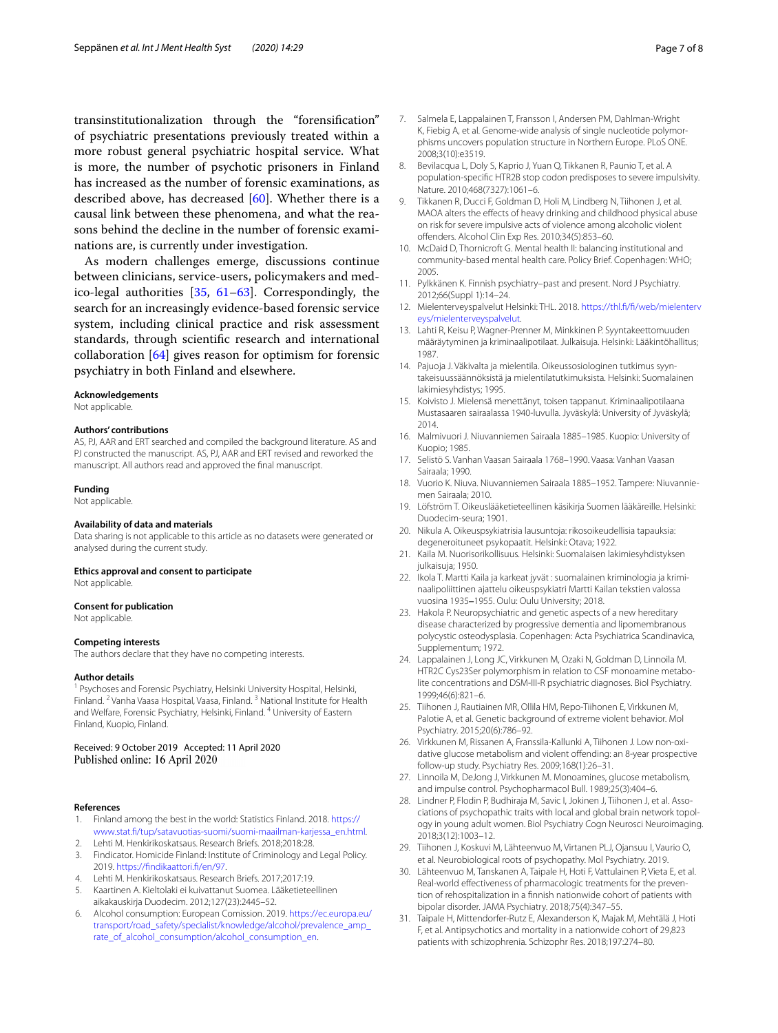transinstitutionalization through the "forensification" of psychiatric presentations previously treated within a more robust general psychiatric hospital service. What is more, the number of psychotic prisoners in Finland has increased as the number of forensic examinations, as described above, has decreased [60]. Whether there is a causal link between these phenomena, and what the reasons behind the decline in the number of forensic examinations are, is currently under investigation.

As modern challenges emerge, discussions continue between clinicians, service-users, policymakers and medico-legal authorities [35, 61–63]. Correspondingly, the search for an increasingly evidence-based forensic service system, including clinical practice and risk assessment standards, through scientific research and international collaboration [64] gives reason for optimism for forensic psychiatry in both Finland and elsewhere.

**Acknowledgements**
Not applicable.

**Authors' contributions**
AS, PJ, AAR and ERT searched and compiled the background literature. AS and PJ constructed the manuscript. AS, PJ, AAR and ERT revised and reworked the manuscript. All authors read and approved the final manuscript.

**Funding**
Not applicable.

**Availability of data and materials**
Data sharing is not applicable to this article as no datasets were generated or analysed during the current study.

**Ethics approval and consent to participate**
Not applicable.

**Consent for publication**
Not applicable.

**Competing interests**
The authors declare that they have no competing interests.

**Author details**
[1] Psychoses and Forensic Psychiatry, Helsinki University Hospital, Helsinki, Finland. [2] Vanha Vaasa Hospital, Vaasa, Finland. [3] National Institute for Health and Welfare, Forensic Psychiatry, Helsinki, Finland. [4] University of Eastern Finland, Kuopio, Finland.

Received: 9 October 2019 Accepted: 11 April 2020
Published online: 16 April 2020

**References**

1. Finland among the best in the world: Statistics Finland. 2018. https://www.stat.fi/tup/satavuotias-suomi/suomi-maailman-karjessa_en.html.
2. Lehti M. Henkirikoskatsaus. Research Briefs. 2018;2018:28.
3. Findicator. Homicide Finland: Institute of Criminology and Legal Policy. 2019. https://findikaattori.fi/en/97.
4. Lehti M. Henkirikoskatsaus. Research Briefs. 2017;2017:19.
5. Kaartinen A. Kieltolaki ei kuivattanut Suomea. Lääketieteellinen aikakauskirja Duodecim. 2012;127(23):2445–52.
6. Alcohol consumption: European Comission. 2019. https://ec.europa.eu/transport/road_safety/specialist/knowledge/alcohol/prevalence_amp_rate_of_alcohol_consumption/alcohol_consumption_en.
7. Salmela E, Lappalainen T, Fransson I, Andersen PM, Dahlman-Wright K, Fiebig A, et al. Genome-wide analysis of single nucleotide polymorphisms uncovers population structure in Northern Europe. PLoS ONE. 2008;3(10):e3519.
8. Bevilacqua L, Doly S, Kaprio J, Yuan Q, Tikkanen R, Paunio T, et al. A population-specific HTR2B stop codon predisposes to severe impulsivity. Nature. 2010;468(7327):1061–6.
9. Tikkanen R, Ducci F, Goldman D, Holi M, Lindberg N, Tiihonen J, et al. MAOA alters the effects of heavy drinking and childhood physical abuse on risk for severe impulsive acts of violence among alcoholic violent offenders. Alcohol Clin Exp Res. 2010;34(5):853–60.
10. McDaid D, Thornicroft G. Mental health II: balancing institutional and community-based mental health care. Policy Brief. Copenhagen: WHO; 2005.
11. Pylkkänen K. Finnish psychiatry–past and present. Nord J Psychiatry. 2012;66(Suppl 1):14–24.
12. Mielenterveyspalvelut Helsinki: THL. 2018. https://thl.fi/fi/web/mielenterveys/mielenterveyspalvelut.
13. Lahti R, Keisu P, Wagner-Prenner M, Minkkinen P. Syyntakeettomuuden määräytyminen ja kriminaalipotilaat. Julkaisuja. Helsinki: Lääkintöhallitus; 1987.
14. Pajuoja J. Väkivalta ja mielentila. Oikeussosiologinen tutkimus syyntakeisuussäännöksistä ja mielentilatutkimuksista. Helsinki: Suomalainen lakimiesyhdistys; 1995.
15. Koivisto J. Mielensä menettänyt, toisen tappanut. Kriminaalipotilaana Mustasaaren sairaalassa 1940-luvulla. Jyväskylä: University of Jyväskylä; 2014.
16. Malmivuori J. Niuvanniemen Sairaala 1885–1985. Kuopio: University of Kuopio; 1985.
17. Selistö S. Vanhan Vaasan Sairaala 1768–1990. Vaasa: Vanhan Vaasan Sairaala; 1990.
18. Vuorio K. Niuva. Niuvanniemen Sairaala 1885–1952. Tampere: Niuvanniemen Sairaala; 2010.
19. Löfström T. Oikeuslääketieteellinen käsikirja Suomen lääkäreille. Helsinki: Duodecim-seura; 1901.
20. Nikula A. Oikeuspsykiatrisia lausuntoja: rikosoikeudellisia tapauksia: degeneroituneet psykopaatit. Helsinki: Otava; 1922.
21. Kaila M. Nuorisorikollisuus. Helsinki: Suomalaisen lakimiesyhdistyksen julkaisuja; 1950.
22. Ikola T. Martti Kaila ja karkeat jyvät : suomalainen kriminologia ja kriminaalipoliittinen ajattelu oikeuspsykiatri Martti Kailan tekstien valossa vuosina 1935–1955. Oulu: Oulu University; 2018.
23. Hakola P. Neuropsychiatric and genetic aspects of a new hereditary disease characterized by progressive dementia and lipomembranous polycystic osteodysplasia. Copenhagen: Acta Psychiatrica Scandinavica, Supplementum; 1972.
24. Lappalainen J, Long JC, Virkkunen M, Ozaki N, Goldman D, Linnoila M. HTR2C Cys23Ser polymorphism in relation to CSF monoamine metabolite concentrations and DSM-III-R psychiatric diagnoses. Biol Psychiatry. 1999;46(6):821–6.
25. Tiihonen J, Rautiainen MR, Ollila HM, Repo-Tiihonen E, Virkkunen M, Palotie A, et al. Genetic background of extreme violent behavior. Mol Psychiatry. 2015;20(6):786–92.
26. Virkkunen M, Rissanen A, Franssila-Kallunki A, Tiihonen J. Low non-oxidative glucose metabolism and violent offending: an 8-year prospective follow-up study. Psychiatry Res. 2009;168(1):26–31.
27. Linnoila M, DeJong J, Virkkunen M. Monoamines, glucose metabolism, and impulse control. Psychopharmacol Bull. 1989;25(3):404–6.
28. Lindner P, Flodin P, Budhiraja M, Savic I, Jokinen J, Tiihonen J, et al. Associations of psychopathic traits with local and global brain network topology in young adult women. Biol Psychiatry Cogn Neurosci Neuroimaging. 2018;3(12):1003–12.
29. Tiihonen J, Koskuvi M, Lähteenvuo M, Virtanen PLJ, Ojansuu I, Vaurio O, et al. Neurobiological roots of psychopathy. Mol Psychiatry. 2019.
30. Lähteenvuo M, Tanskanen A, Taipale H, Hoti F, Vattulainen P, Vieta E, et al. Real-world effectiveness of pharmacologic treatments for the prevention of rehospitalization in a finnish nationwide cohort of patients with bipolar disorder. JAMA Psychiatry. 2018;75(4):347–55.
31. Taipale H, Mittendorfer-Rutz E, Alexanderson K, Majak M, Mehtälä J, Hoti F, et al. Antipsychotics and mortality in a nationwide cohort of 29,823 patients with schizophrenia. Schizophr Res. 2018;197:274–80.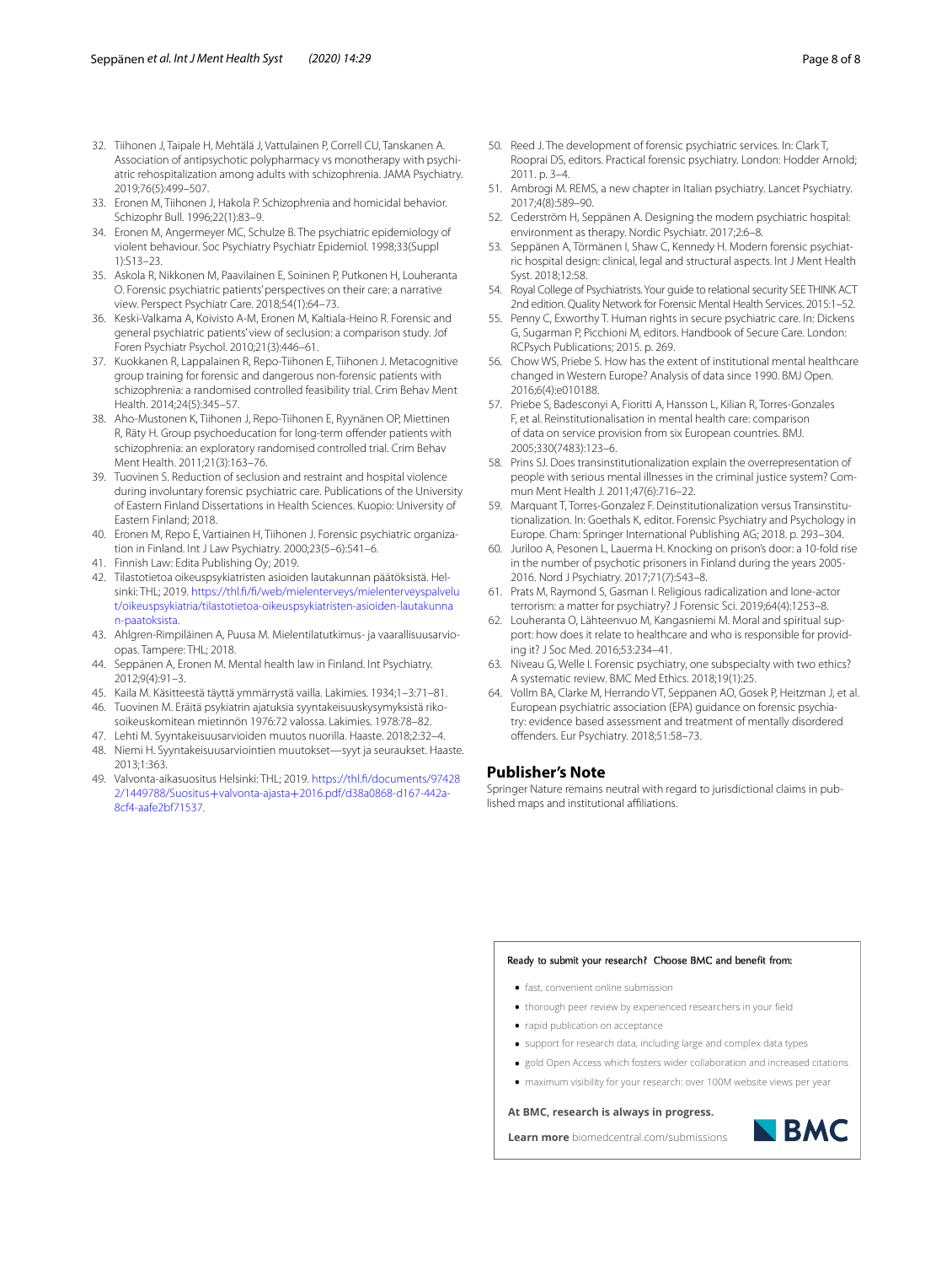32. Tiihonen J, Taipale H, Mehtälä J, Vattulainen P, Correll CU, Tanskanen A. Association of antipsychotic polypharmacy vs monotherapy with psychiatric rehospitalization among adults with schizophrenia. JAMA Psychiatry. 2019;76(5):499–507.
33. Eronen M, Tiihonen J, Hakola P. Schizophrenia and homicidal behavior. Schizophr Bull. 1996;22(1):83–9.
34. Eronen M, Angermeyer MC, Schulze B. The psychiatric epidemiology of violent behaviour. Soc Psychiatry Psychiatr Epidemiol. 1998;33(Suppl 1):S13–23.
35. Askola R, Nikkonen M, Paavilainen E, Soininen P, Putkonen H, Louheranta O. Forensic psychiatric patients' perspectives on their care: a narrative view. Perspect Psychiatr Care. 2018;54(1):64–73.
36. Keski-Valkama A, Koivisto A-M, Eronen M, Kaltiala-Heino R. Forensic and general psychiatric patients' view of seclusion: a comparison study. Jof Foren Psychiatr Psychol. 2010;21(3):446–61.
37. Kuokkanen R, Lappalainen R, Repo-Tiihonen E, Tiihonen J. Metacognitive group training for forensic and dangerous non-forensic patients with schizophrenia: a randomised controlled feasibility trial. Crim Behav Ment Health. 2014;24(5):345–57.
38. Aho-Mustonen K, Tiihonen J, Repo-Tiihonen E, Ryynänen OP, Miettinen R, Räty H. Group psychoeducation for long-term offender patients with schizophrenia: an exploratory randomised controlled trial. Crim Behav Ment Health. 2011;21(3):163–76.
39. Tuovinen S. Reduction of seclusion and restraint and hospital violence during involuntary forensic psychiatric care. Publications of the University of Eastern Finland Dissertations in Health Sciences. Kuopio: University of Eastern Finland; 2018.
40. Eronen M, Repo E, Vartiainen H, Tiihonen J. Forensic psychiatric organization in Finland. Int J Law Psychiatry. 2000;23(5–6):541–6.
41. Finnish Law: Edita Publishing Oy; 2019.
42. Tilastotietoa oikeuspsykiatristen asioiden lautakunnan päätöksistä. Helsinki: THL; 2019. https://thl.fi/fi/web/mielenterveys/mielenterveyspalvelut/oikeuspsykiatria/tilastotietoa-oikeuspsykiatristen-asioiden-lautakunnan-paatoksista.
43. Ahlgren-Rimpiläinen A, Puusa M. Mielentilatutkimus- ja vaarallisuusarvio-opas. Tampere: THL; 2018.
44. Seppänen A, Eronen M. Mental health law in Finland. Int Psychiatry. 2012;9(4):91–3.
45. Kaila M. Käsitteestä täyttä ymmärrystä vailla. Lakimies. 1934;1–3:71–81.
46. Tuovinen M. Eräitä psykiatrin ajatuksia syyntakeisuuskysymyksistä rikosoikeuskomitean mietinnön 1976:72 valossa. Lakimies. 1978:78–82.
47. Lehti M. Syyntakeisuusarvioiden muutos nuorilla. Haaste. 2018;2:32–4.
48. Niemi H. Syyntakeisuusarviointien muutokset—syyt ja seuraukset. Haaste. 2013;1:363.
49. Valvonta-aikasuositus Helsinki: THL; 2019. https://thl.fi/documents/974282/1449788/Suositus+valvonta-ajasta+2016.pdf/d38a0868-d167-442a-8cf4-aafe2bf71537.
50. Reed J. The development of forensic psychiatric services. In: Clark T, Rooprai DS, editors. Practical forensic psychiatry. London: Hodder Arnold; 2011. p. 3–4.
51. Ambrogi M. REMS, a new chapter in Italian psychiatry. Lancet Psychiatry. 2017;4(8):589–90.
52. Cederström H, Seppänen A. Designing the modern psychiatric hospital: environment as therapy. Nordic Psychiatr. 2017;2:6–8.
53. Seppänen A, Törmänen I, Shaw C, Kennedy H. Modern forensic psychiatric hospital design: clinical, legal and structural aspects. Int J Ment Health Syst. 2018;12:58.
54. Royal College of Psychiatrists. Your guide to relational security SEE THINK ACT 2nd edition. Quality Network for Forensic Mental Health Services. 2015:1–52.
55. Penny C, Exworthy T. Human rights in secure psychiatric care. In: Dickens G, Sugarman P, Picchioni M, editors. Handbook of Secure Care. London: RCPsych Publications; 2015. p. 269.
56. Chow WS, Priebe S. How has the extent of institutional mental healthcare changed in Western Europe? Analysis of data since 1990. BMJ Open. 2016;6(4):e010188.
57. Priebe S, Badesconyi A, Fioritti A, Hansson L, Kilian R, Torres-Gonzales F, et al. Reinstitutionalisation in mental health care: comparison of data on service provision from six European countries. BMJ. 2005;330(7483):123–6.
58. Prins SJ. Does transinstitutionalization explain the overrepresentation of people with serious mental illnesses in the criminal justice system? Commun Ment Health J. 2011;47(6):716–22.
59. Marquant T, Torres-Gonzalez F. Deinstitutionalization versus Transinstitutionalization. In: Goethals K, editor. Forensic Psychiatry and Psychology in Europe. Cham: Springer International Publishing AG; 2018. p. 293–304.
60. Juriloo A, Pesonen L, Lauerma H. Knocking on prison's door: a 10-fold rise in the number of psychotic prisoners in Finland during the years 2005-2016. Nord J Psychiatry. 2017;71(7):543–8.
61. Prats M, Raymond S, Gasman I. Religious radicalization and lone-actor terrorism: a matter for psychiatry? J Forensic Sci. 2019;64(4):1253–8.
62. Louheranta O, Lähteenvuo M, Kangasniemi M. Moral and spiritual support: how does it relate to healthcare and who is responsible for providing it? J Soc Med. 2016;53:234–41.
63. Niveau G, Welle I. Forensic psychiatry, one subspecialty with two ethics? A systematic review. BMC Med Ethics. 2018;19(1):25.
64. Vollm BA, Clarke M, Herrando VT, Seppanen AO, Gosek P, Heitzman J, et al. European psychiatric association (EPA) guidance on forensic psychiatry: evidence based assessment and treatment of mentally disordered offenders. Eur Psychiatry. 2018;51:58–73.

## Publisher's Note

Springer Nature remains neutral with regard to jurisdictional claims in published maps and institutional affiliations.